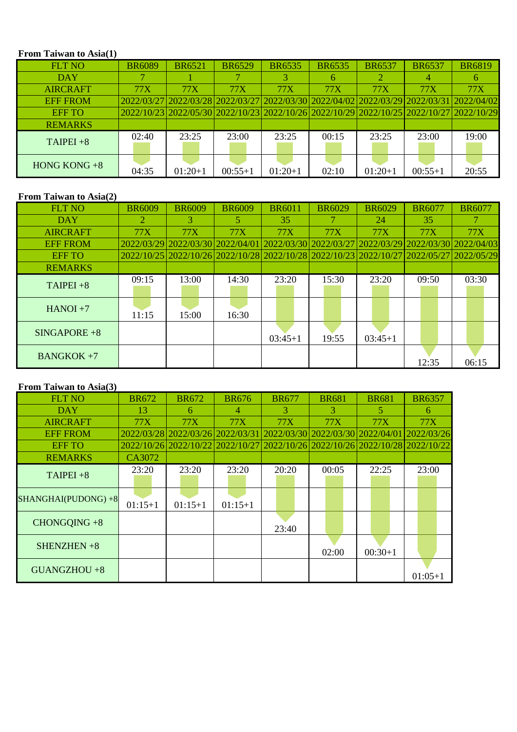**From Taiwan to Asia(1)**

| FLT NO | BR6089 | BR6521 | BR6529 | BR6535 | BR6535 | BR6537 | BR6537 | BR6819 |
|---|---|---|---|---|---|---|---|---|
| DAY | 7 | 1 | 7 | 3 | 6 | 2 | 4 | 6 |
| AIRCRAFT | 77X | 77X | 77X | 77X | 77X | 77X | 77X | 77X |
| EFF FROM | 2022/03/27 | 2022/03/28 | 2022/03/27 | 2022/03/30 | 2022/04/02 | 2022/03/29 | 2022/03/31 | 2022/04/02 |
| EFF TO | 2022/10/23 | 2022/05/30 | 2022/10/23 | 2022/10/26 | 2022/10/29 | 2022/10/25 | 2022/10/27 | 2022/10/29 |
| REMARKS | | | | | | | | |
| TAIPEI +8 | 02:40 | 23:25 | 23:00 | 23:25 | 00:15 | 23:25 | 23:00 | 19:00 |
| HONG KONG +8 | 04:35 | 01:20+1 | 00:55+1 | 01:20+1 | 02:10 | 01:20+1 | 00:55+1 | 20:55 |

**From Taiwan to Asia(2)**

| FLT NO | BR6009 | BR6009 | BR6009 | BR6011 | BR6029 | BR6029 | BR6077 | BR6077 |
|---|---|---|---|---|---|---|---|---|
| DAY | 2 | 3 | 5 | 35 | 7 | 24 | 35 | 7 |
| AIRCRAFT | 77X | 77X | 77X | 77X | 77X | 77X | 77X | 77X |
| EFF FROM | 2022/03/29 | 2022/03/30 | 2022/04/01 | 2022/03/30 | 2022/03/27 | 2022/03/29 | 2022/03/30 | 2022/04/03 |
| EFF TO | 2022/10/25 | 2022/10/26 | 2022/10/28 | 2022/10/28 | 2022/10/23 | 2022/10/27 | 2022/05/27 | 2022/05/29 |
| REMARKS | | | | | | | | |
| TAIPEI +8 | 09:15 | 13:00 | 14:30 | 23:20 | 15:30 | 23:20 | 09:50 | 03:30 |
| HANOI +7 | 11:15 | 15:00 | 16:30 | | | | | |
| SINGAPORE +8 | | | | 03:45+1 | 19:55 | 03:45+1 | | |
| BANGKOK +7 | | | | | | | 12:35 | 06:15 |

**From Taiwan to Asia(3)**

| FLT NO | BR672 | BR672 | BR676 | BR677 | BR681 | BR681 | BR6357 |
|---|---|---|---|---|---|---|---|
| DAY | 13 | 6 | 4 | 3 | 3 | 5 | 6 |
| AIRCRAFT | 77X | 77X | 77X | 77X | 77X | 77X | 77X |
| EFF FROM | 2022/03/28 | 2022/03/26 | 2022/03/31 | 2022/03/30 | 2022/03/30 | 2022/04/01 | 2022/03/26 |
| EFF TO | 2022/10/26 | 2022/10/22 | 2022/10/27 | 2022/10/26 | 2022/10/26 | 2022/10/28 | 2022/10/22 |
| REMARKS | CA3072 | | | | | | |
| TAIPEI +8 | 23:20 | 23:20 | 23:20 | 20:20 | 00:05 | 22:25 | 23:00 |
| SHANGHAI(PUDONG) +8 | 01:15+1 | 01:15+1 | 01:15+1 | | | | |
| CHONGQING +8 | | | | 23:40 | | | |
| SHENZHEN +8 | | | | | 02:00 | 00:30+1 | |
| GUANGZHOU +8 | | | | | | | 01:05+1 |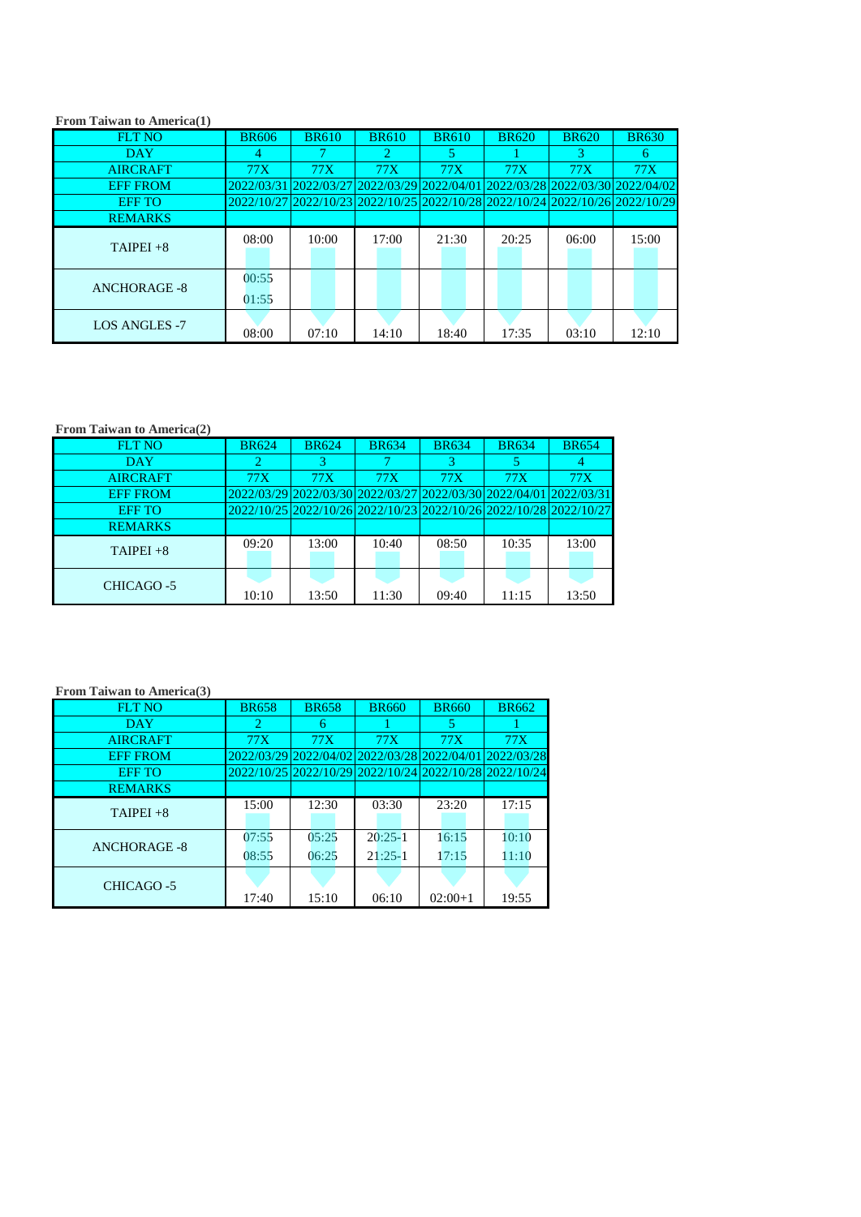**From Taiwan to America(1)**

| FLT NO | BR606 | BR610 | BR610 | BR610 | BR620 | BR620 | BR630 |
|---|---|---|---|---|---|---|---|
| DAY | 4 | 7 | 2 | 5 | 1 | 3 | 6 |
| AIRCRAFT | 77X | 77X | 77X | 77X | 77X | 77X | 77X |
| EFF FROM | 2022/03/31 | 2022/03/27 | 2022/03/29 | 2022/04/01 | 2022/03/28 | 2022/03/30 | 2022/04/02 |
| EFF TO | 2022/10/27 | 2022/10/23 | 2022/10/25 | 2022/10/28 | 2022/10/24 | 2022/10/26 | 2022/10/29 |
| REMARKS | | | | | | | |
| TAIPEI +8 | 08:00 | 10:00 | 17:00 | 21:30 | 20:25 | 06:00 | 15:00 |
| ANCHORAGE -8 | 00:55<br>01:55 | | | | | | |
| LOS ANGLES -7 | 08:00 | 07:10 | 14:10 | 18:40 | 17:35 | 03:10 | 12:10 |

**From Taiwan to America(2)**

| FLT NO | BR624 | BR624 | BR634 | BR634 | BR634 | BR654 |
|---|---|---|---|---|---|---|
| DAY | 2 | 3 | 7 | 3 | 5 | 4 |
| AIRCRAFT | 77X | 77X | 77X | 77X | 77X | 77X |
| EFF FROM | 2022/03/29 | 2022/03/30 | 2022/03/27 | 2022/03/30 | 2022/04/01 | 2022/03/31 |
| EFF TO | 2022/10/25 | 2022/10/26 | 2022/10/23 | 2022/10/26 | 2022/10/28 | 2022/10/27 |
| REMARKS | | | | | | |
| TAIPEI +8 | 09:20 | 13:00 | 10:40 | 08:50 | 10:35 | 13:00 |
| CHICAGO -5 | 10:10 | 13:50 | 11:30 | 09:40 | 11:15 | 13:50 |

**From Taiwan to America(3)**

| FLT NO | BR658 | BR658 | BR660 | BR660 | BR662 |
|---|---|---|---|---|---|
| DAY | 2 | 6 | 1 | 5 | 1 |
| AIRCRAFT | 77X | 77X | 77X | 77X | 77X |
| EFF FROM | 2022/03/29 | 2022/04/02 | 2022/03/28 | 2022/04/01 | 2022/03/28 |
| EFF TO | 2022/10/25 | 2022/10/29 | 2022/10/24 | 2022/10/28 | 2022/10/24 |
| REMARKS | | | | | |
| TAIPEI +8 | 15:00 | 12:30 | 03:30 | 23:20 | 17:15 |
| ANCHORAGE -8 | 07:55<br>08:55 | 05:25<br>06:25 | 20:25-1<br>21:25-1 | 16:15<br>17:15 | 10:10<br>11:10 |
| CHICAGO -5 | 17:40 | 15:10 | 06:10 | 02:00+1 | 19:55 |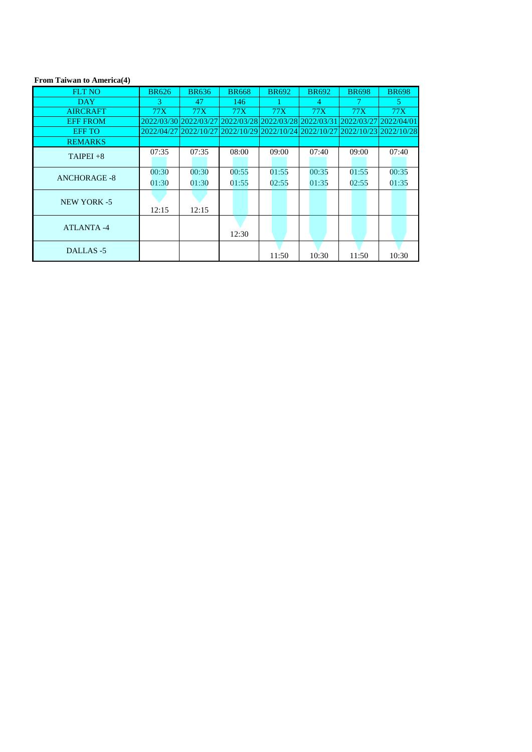**From Taiwan to America(4)**

| FLT NO | BR626 | BR636 | BR668 | BR692 | BR692 | BR698 | BR698 |
|---|---|---|---|---|---|---|---|
| DAY | 3 | 47 | 146 | 1 | 4 | 7 | 5 |
| AIRCRAFT | 77X | 77X | 77X | 77X | 77X | 77X | 77X |
| EFF FROM | 2022/03/30 | 2022/03/27 | 2022/03/28 | 2022/03/28 | 2022/03/31 | 2022/03/27 | 2022/04/01 |
| EFF TO | 2022/04/27 | 2022/10/27 | 2022/10/29 | 2022/10/24 | 2022/10/27 | 2022/10/23 | 2022/10/28 |
| REMARKS | | | | | | | |
| TAIPEI +8 | 07:35 | 07:35 | 08:00 | 09:00 | 07:40 | 09:00 | 07:40 |
| ANCHORAGE -8 | 00:30<br>01:30 | 00:30<br>01:30 | 00:55<br>01:55 | 01:55<br>02:55 | 00:35<br>01:35 | 01:55<br>02:55 | 00:35<br>01:35 |
| NEW YORK -5 | 12:15 | 12:15 | | | | | |
| ATLANTA -4 | | | 12:30 | | | | |
| DALLAS -5 | | | | 11:50 | 10:30 | 11:50 | 10:30 |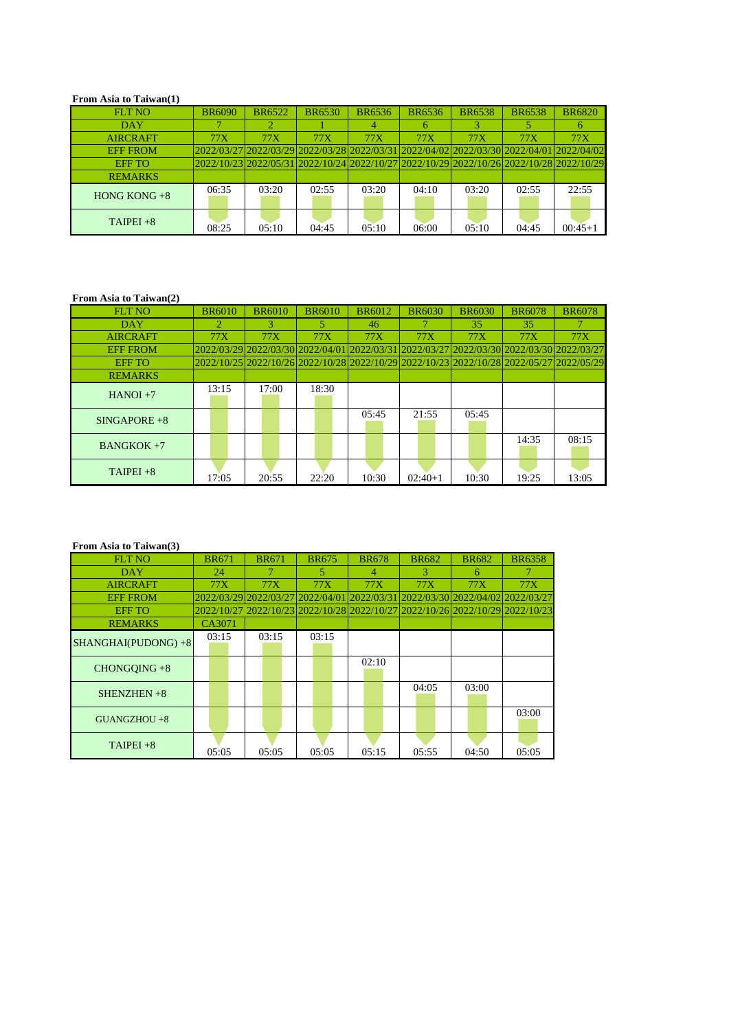**From Asia to Taiwan(1)**

| FLT NO | BR6090 | BR6522 | BR6530 | BR6536 | BR6536 | BR6538 | BR6538 | BR6820 |
|---|---|---|---|---|---|---|---|---|
| DAY | 7 | 2 | 1 | 4 | 6 | 3 | 5 | 6 |
| AIRCRAFT | 77X | 77X | 77X | 77X | 77X | 77X | 77X | 77X |
| EFF FROM | 2022/03/27 | 2022/03/29 | 2022/03/28 | 2022/03/31 | 2022/04/02 | 2022/03/30 | 2022/04/01 | 2022/04/02 |
| EFF TO | 2022/10/23 | 2022/05/31 | 2022/10/24 | 2022/10/27 | 2022/10/29 | 2022/10/26 | 2022/10/28 | 2022/10/29 |
| REMARKS | | | | | | | | |
| HONG KONG +8 | 06:35 | 03:20 | 02:55 | 03:20 | 04:10 | 03:20 | 02:55 | 22:55 |
| TAIPEI +8 | 08:25 | 05:10 | 04:45 | 05:10 | 06:00 | 05:10 | 04:45 | 00:45+1 |

**From Asia to Taiwan(2)**

| FLT NO | BR6010 | BR6010 | BR6010 | BR6012 | BR6030 | BR6030 | BR6078 | BR6078 |
|---|---|---|---|---|---|---|---|---|
| DAY | 2 | 3 | 5 | 46 | 7 | 35 | 35 | 7 |
| AIRCRAFT | 77X | 77X | 77X | 77X | 77X | 77X | 77X | 77X |
| EFF FROM | 2022/03/29 | 2022/03/30 | 2022/04/01 | 2022/03/31 | 2022/03/27 | 2022/03/30 | 2022/03/30 | 2022/03/27 |
| EFF TO | 2022/10/25 | 2022/10/26 | 2022/10/28 | 2022/10/29 | 2022/10/23 | 2022/10/28 | 2022/05/27 | 2022/05/29 |
| REMARKS | | | | | | | | |
| HANOI +7 | 13:15 | 17:00 | 18:30 | | | | | |
| SINGAPORE +8 | | | | 05:45 | 21:55 | 05:45 | | |
| BANGKOK +7 | | | | | | | 14:35 | 08:15 |
| TAIPEI +8 | 17:05 | 20:55 | 22:20 | 10:30 | 02:40+1 | 10:30 | 19:25 | 13:05 |

**From Asia to Taiwan(3)**

| FLT NO | BR671 | BR671 | BR675 | BR678 | BR682 | BR682 | BR6358 |
|---|---|---|---|---|---|---|---|
| DAY | 24 | 7 | 5 | 4 | 3 | 6 | 7 |
| AIRCRAFT | 77X | 77X | 77X | 77X | 77X | 77X | 77X |
| EFF FROM | 2022/03/29 | 2022/03/27 | 2022/04/01 | 2022/03/31 | 2022/03/30 | 2022/04/02 | 2022/03/27 |
| EFF TO | 2022/10/27 | 2022/10/23 | 2022/10/28 | 2022/10/27 | 2022/10/26 | 2022/10/29 | 2022/10/23 |
| REMARKS | CA3071 | | | | | | |
| SHANGHAI(PUDONG) +8 | 03:15 | 03:15 | 03:15 | | | | |
| CHONGQING +8 | | | | 02:10 | | | |
| SHENZHEN +8 | | | | | 04:05 | 03:00 | |
| GUANGZHOU +8 | | | | | | | 03:00 |
| TAIPEI +8 | 05:05 | 05:05 | 05:05 | 05:15 | 05:55 | 04:50 | 05:05 |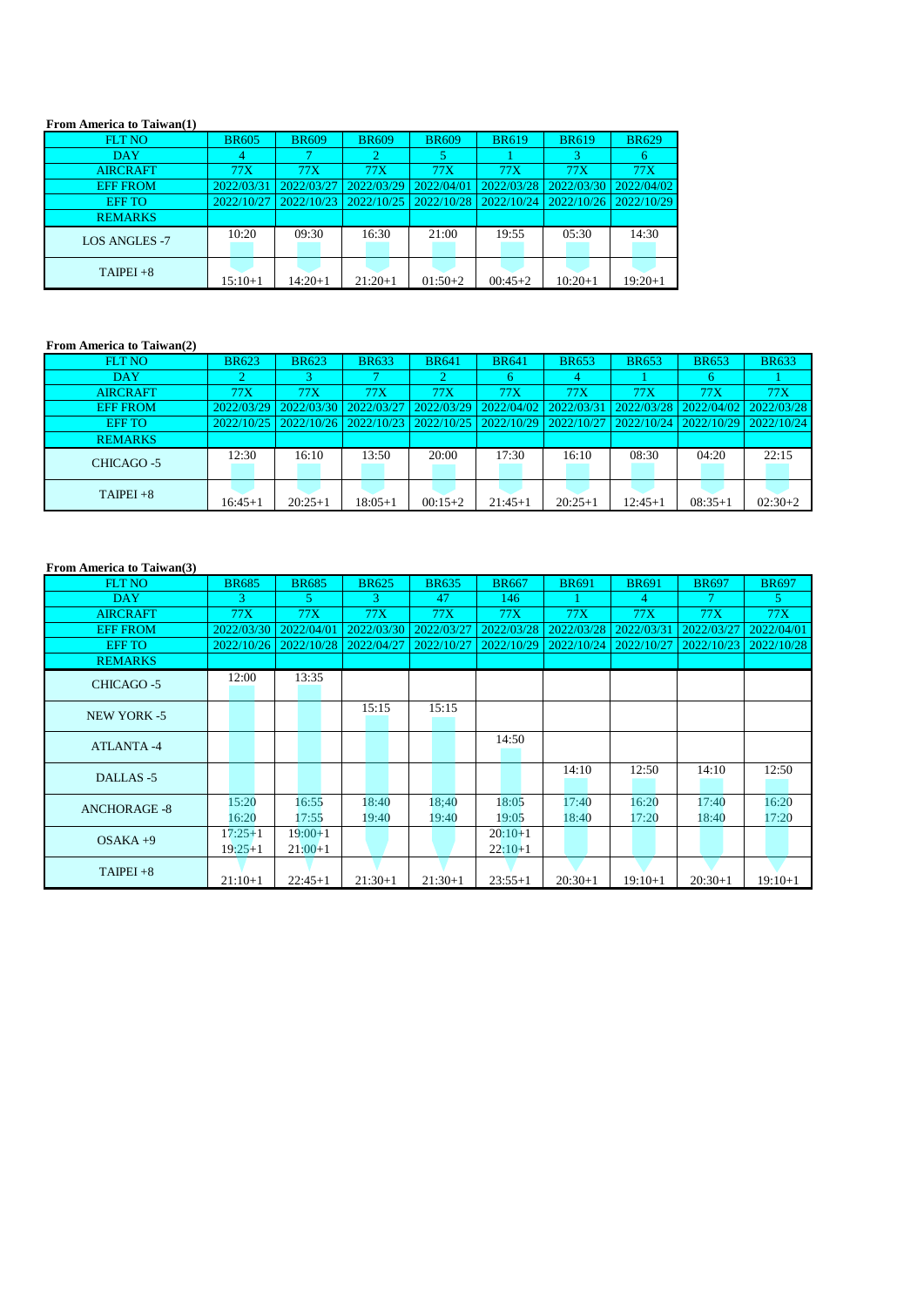**From America to Taiwan(1)**

| FLT NO | BR605 | BR609 | BR609 | BR609 | BR619 | BR619 | BR629 |
|---|---|---|---|---|---|---|---|
| DAY | 4 | 7 | 2 | 5 | 1 | 3 | 6 |
| AIRCRAFT | 77X | 77X | 77X | 77X | 77X | 77X | 77X |
| EFF FROM | 2022/03/31 | 2022/03/27 | 2022/03/29 | 2022/04/01 | 2022/03/28 | 2022/03/30 | 2022/04/02 |
| EFF TO | 2022/10/27 | 2022/10/23 | 2022/10/25 | 2022/10/28 | 2022/10/24 | 2022/10/26 | 2022/10/29 |
| REMARKS | | | | | | | |
| LOS ANGLES -7 | 10:20 | 09:30 | 16:30 | 21:00 | 19:55 | 05:30 | 14:30 |
| TAIPEI +8 | 15:10+1 | 14:20+1 | 21:20+1 | 01:50+2 | 00:45+2 | 10:20+1 | 19:20+1 |

**From America to Taiwan(2)**

| FLT NO | BR623 | BR623 | BR633 | BR641 | BR641 | BR653 | BR653 | BR653 | BR633 |
|---|---|---|---|---|---|---|---|---|---|
| DAY | 2 | 3 | 7 | 2 | 6 | 4 | 1 | 6 | 1 |
| AIRCRAFT | 77X | 77X | 77X | 77X | 77X | 77X | 77X | 77X | 77X |
| EFF FROM | 2022/03/29 | 2022/03/30 | 2022/03/27 | 2022/03/29 | 2022/04/02 | 2022/03/31 | 2022/03/28 | 2022/04/02 | 2022/03/28 |
| EFF TO | 2022/10/25 | 2022/10/26 | 2022/10/23 | 2022/10/25 | 2022/10/29 | 2022/10/27 | 2022/10/24 | 2022/10/29 | 2022/10/24 |
| REMARKS | | | | | | | | | |
| CHICAGO -5 | 12:30 | 16:10 | 13:50 | 20:00 | 17:30 | 16:10 | 08:30 | 04:20 | 22:15 |
| TAIPEI +8 | 16:45+1 | 20:25+1 | 18:05+1 | 00:15+2 | 21:45+1 | 20:25+1 | 12:45+1 | 08:35+1 | 02:30+2 |

**From America to Taiwan(3)**

| FLT NO | BR685 | BR685 | BR625 | BR635 | BR667 | BR691 | BR691 | BR697 | BR697 |
|---|---|---|---|---|---|---|---|---|---|
| DAY | 3 | 5 | 3 | 47 | 146 | 1 | 4 | 7 | 5 |
| AIRCRAFT | 77X | 77X | 77X | 77X | 77X | 77X | 77X | 77X | 77X |
| EFF FROM | 2022/03/30 | 2022/04/01 | 2022/03/30 | 2022/03/27 | 2022/03/28 | 2022/03/28 | 2022/03/31 | 2022/03/27 | 2022/04/01 |
| EFF TO | 2022/10/26 | 2022/10/28 | 2022/04/27 | 2022/10/27 | 2022/10/29 | 2022/10/24 | 2022/10/27 | 2022/10/23 | 2022/10/28 |
| REMARKS | | | | | | | | | |
| CHICAGO -5 | 12:00 | 13:35 | | | | | | | |
| NEW YORK -5 | | | 15:15 | 15:15 | | | | | |
| ATLANTA -4 | | | | | 14:50 | | | | |
| DALLAS -5 | | | | | | 14:10 | 12:50 | 14:10 | 12:50 |
| ANCHORAGE -8 | 15:20 16:20 | 16:55 17:55 | 18:40 19:40 | 18;40 19:40 | 18:05 19:05 | 17:40 18:40 | 16:20 17:20 | 17:40 18:40 | 16:20 17:20 |
| OSAKA +9 | 17:25+1 19:25+1 | 19:00+1 21:00+1 | | | 20:10+1 22:10+1 | | | | |
| TAIPEI +8 | 21:10+1 | 22:45+1 | 21:30+1 | 21:30+1 | 23:55+1 | 20:30+1 | 19:10+1 | 20:30+1 | 19:10+1 |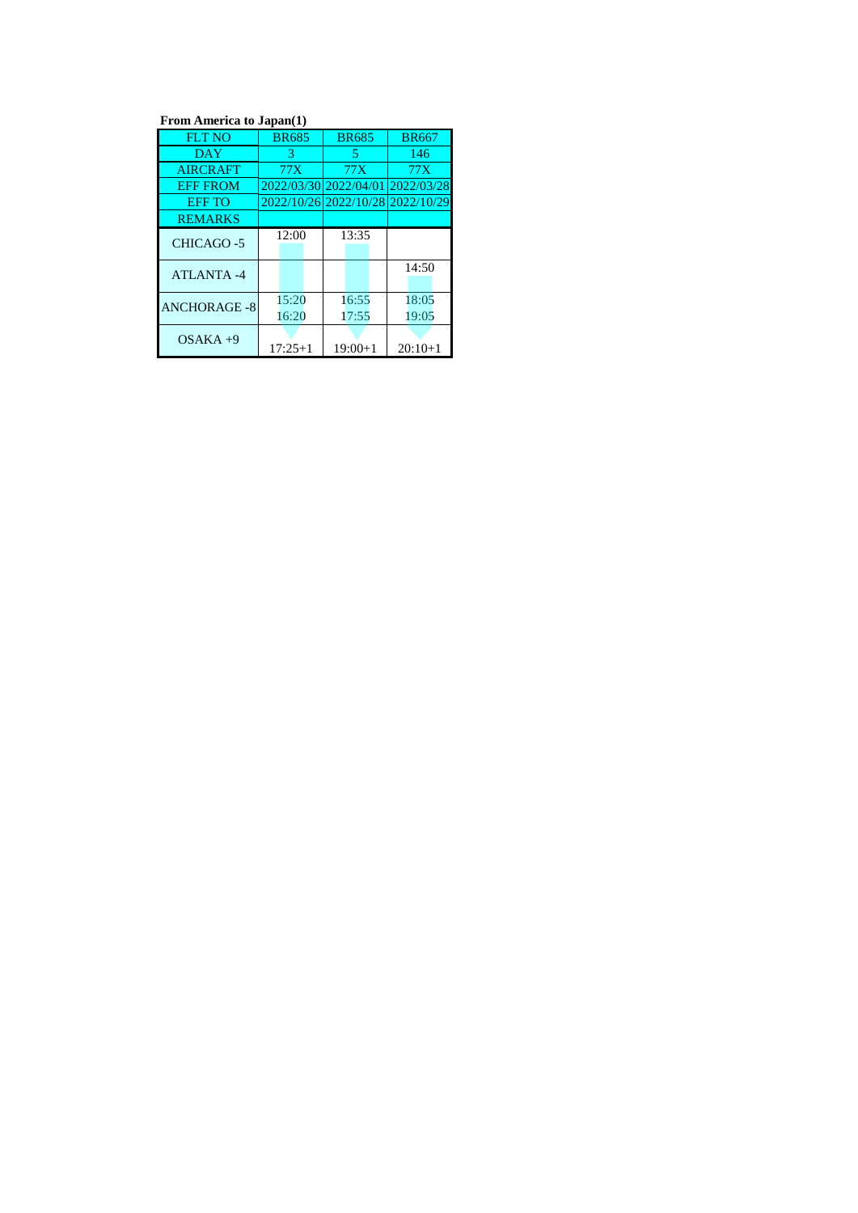**From America to Japan(1)**

| FLT NO | BR685 | BR685 | BR667 |
|---|---|---|---|
| DAY | 3 | 5 | 146 |
| AIRCRAFT | 77X | 77X | 77X |
| EFF FROM | 2022/03/30 | 2022/04/01 | 2022/03/28 |
| EFF TO | 2022/10/26 | 2022/10/28 | 2022/10/29 |
| REMARKS | | | |
| CHICAGO -5 | 12:00 | 13:35 | |
| ATLANTA -4 | | | 14:50 |
| ANCHORAGE -8 | 15:20<br>16:20 | 16:55<br>17:55 | 18:05<br>19:05 |
| OSAKA +9 | 17:25+1 | 19:00+1 | 20:10+1 |